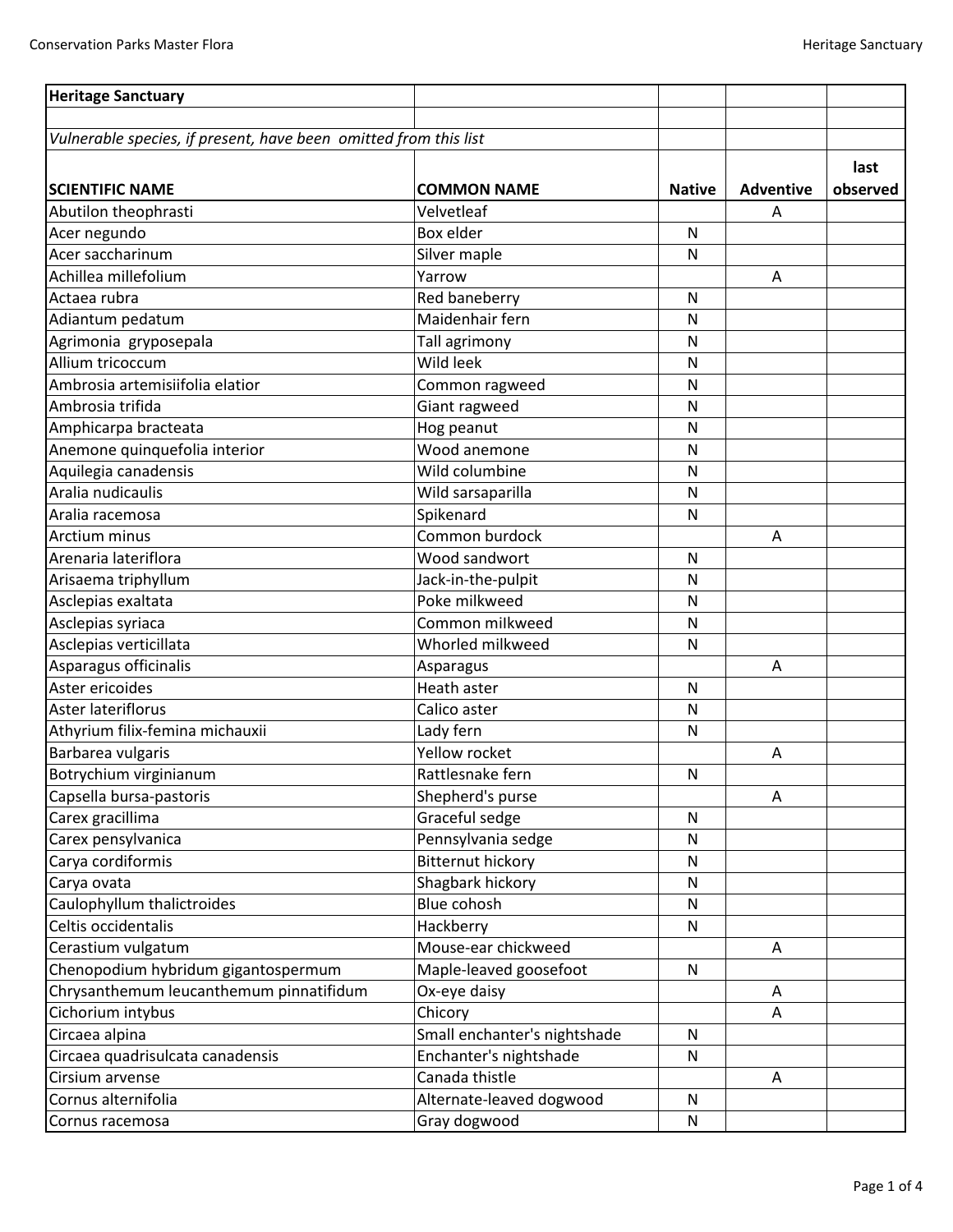| **Heritage Sanctuary** | | | | |
|---|---|---|---|---|
| | | | | |
| *Vulnerable species, if present, have been omitted from this list* | | | | |
| **SCIENTIFIC NAME** | **COMMON NAME** | **Native** | **Adventive** | **last observed** |
| Abutilon theophrasti | Velvetleaf | | A | |
| Acer negundo | Box elder | N | | |
| Acer saccharinum | Silver maple | N | | |
| Achillea millefolium | Yarrow | | A | |
| Actaea rubra | Red baneberry | N | | |
| Adiantum pedatum | Maidenhair fern | N | | |
| Agrimonia gryposepala | Tall agrimony | N | | |
| Allium tricoccum | Wild leek | N | | |
| Ambrosia artemisiifolia elatior | Common ragweed | N | | |
| Ambrosia trifida | Giant ragweed | N | | |
| Amphicarpa bracteata | Hog peanut | N | | |
| Anemone quinquefolia interior | Wood anemone | N | | |
| Aquilegia canadensis | Wild columbine | N | | |
| Aralia nudicaulis | Wild sarsaparilla | N | | |
| Aralia racemosa | Spikenard | N | | |
| Arctium minus | Common burdock | | A | |
| Arenaria lateriflora | Wood sandwort | N | | |
| Arisaema triphyllum | Jack-in-the-pulpit | N | | |
| Asclepias exaltata | Poke milkweed | N | | |
| Asclepias syriaca | Common milkweed | N | | |
| Asclepias verticillata | Whorled milkweed | N | | |
| Asparagus officinalis | Asparagus | | A | |
| Aster ericoides | Heath aster | N | | |
| Aster lateriflorus | Calico aster | N | | |
| Athyrium filix-femina michauxii | Lady fern | N | | |
| Barbarea vulgaris | Yellow rocket | | A | |
| Botrychium virginianum | Rattlesnake fern | N | | |
| Capsella bursa-pastoris | Shepherd's purse | | A | |
| Carex gracillima | Graceful sedge | N | | |
| Carex pensylvanica | Pennsylvania sedge | N | | |
| Carya cordiformis | Bitternut hickory | N | | |
| Carya ovata | Shagbark hickory | N | | |
| Caulophyllum thalictroides | Blue cohosh | N | | |
| Celtis occidentalis | Hackberry | N | | |
| Cerastium vulgatum | Mouse-ear chickweed | | A | |
| Chenopodium hybridum gigantospermum | Maple-leaved goosefoot | N | | |
| Chrysanthemum leucanthemum pinnatifidum | Ox-eye daisy | | A | |
| Cichorium intybus | Chicory | | A | |
| Circaea alpina | Small enchanter's nightshade | N | | |
| Circaea quadrisulcata canadensis | Enchanter's nightshade | N | | |
| Cirsium arvense | Canada thistle | | A | |
| Cornus alternifolia | Alternate-leaved dogwood | N | | |
| Cornus racemosa | Gray dogwood | N | | |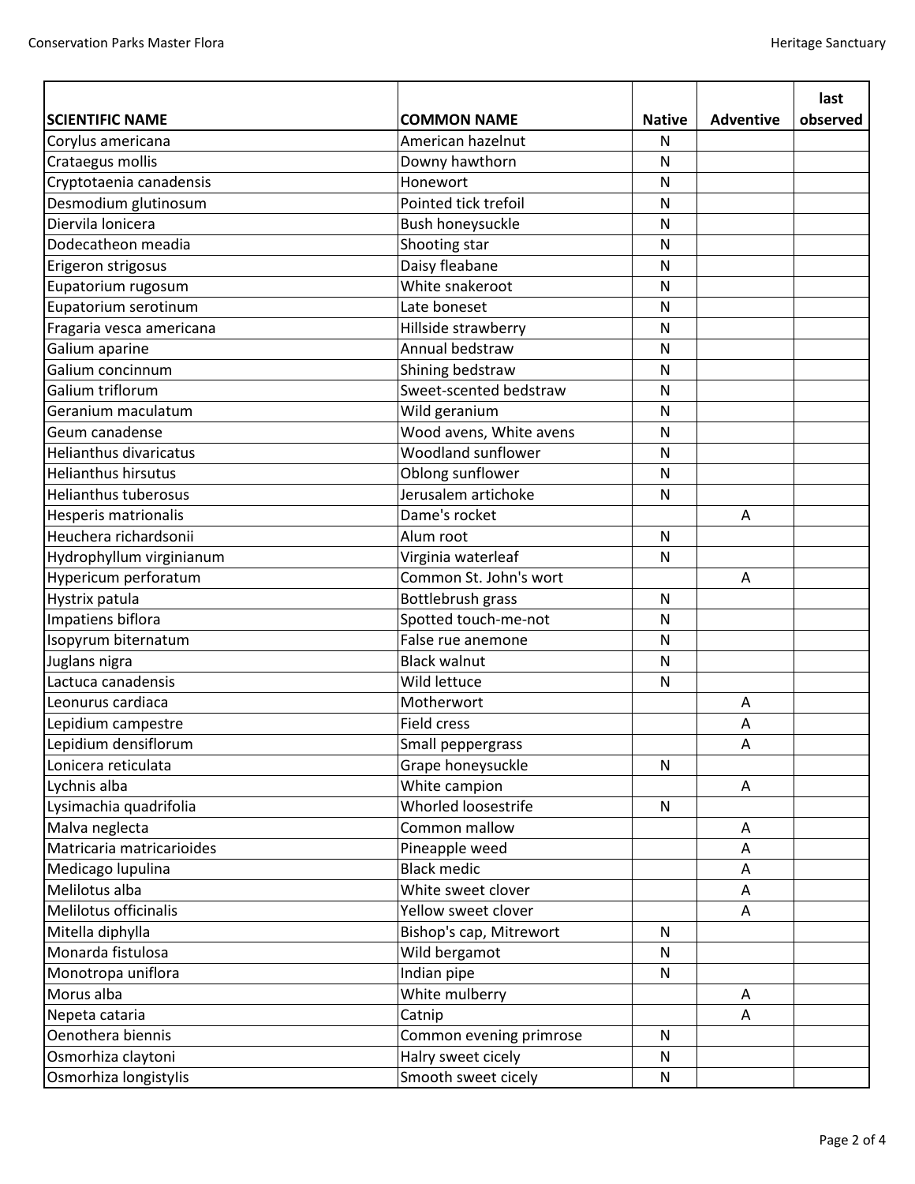| SCIENTIFIC NAME | COMMON NAME | Native | Adventive | last observed |
|---|---|---|---|---|
| Corylus americana | American hazelnut | N | | |
| Crataegus mollis | Downy hawthorn | N | | |
| Cryptotaenia canadensis | Honewort | N | | |
| Desmodium glutinosum | Pointed tick trefoil | N | | |
| Diervila lonicera | Bush honeysuckle | N | | |
| Dodecatheon meadia | Shooting star | N | | |
| Erigeron strigosus | Daisy fleabane | N | | |
| Eupatorium rugosum | White snakeroot | N | | |
| Eupatorium serotinum | Late boneset | N | | |
| Fragaria vesca americana | Hillside strawberry | N | | |
| Galium aparine | Annual bedstraw | N | | |
| Galium concinnum | Shining bedstraw | N | | |
| Galium triflorum | Sweet-scented bedstraw | N | | |
| Geranium maculatum | Wild geranium | N | | |
| Geum canadense | Wood avens, White avens | N | | |
| Helianthus divaricatus | Woodland sunflower | N | | |
| Helianthus hirsutus | Oblong sunflower | N | | |
| Helianthus tuberosus | Jerusalem artichoke | N | | |
| Hesperis matrionalis | Dame's rocket | | A | |
| Heuchera richardsonii | Alum root | N | | |
| Hydrophyllum virginianum | Virginia waterleaf | N | | |
| Hypericum perforatum | Common St. John's wort | | A | |
| Hystrix patula | Bottlebrush grass | N | | |
| Impatiens biflora | Spotted touch-me-not | N | | |
| Isopyrum biternatum | False rue anemone | N | | |
| Juglans nigra | Black walnut | N | | |
| Lactuca canadensis | Wild lettuce | N | | |
| Leonurus cardiaca | Motherwort | | A | |
| Lepidium campestre | Field cress | | A | |
| Lepidium densiflorum | Small peppergrass | | A | |
| Lonicera reticulata | Grape honeysuckle | N | | |
| Lychnis alba | White campion | | A | |
| Lysimachia quadrifolia | Whorled loosestrife | N | | |
| Malva neglecta | Common mallow | | A | |
| Matricaria matricarioides | Pineapple weed | | A | |
| Medicago lupulina | Black medic | | A | |
| Melilotus alba | White sweet clover | | A | |
| Melilotus officinalis | Yellow sweet clover | | A | |
| Mitella diphylla | Bishop's cap, Mitrewort | N | | |
| Monarda fistulosa | Wild bergamot | N | | |
| Monotropa uniflora | Indian pipe | N | | |
| Morus alba | White mulberry | | A | |
| Nepeta cataria | Catnip | | A | |
| Oenothera biennis | Common evening primrose | N | | |
| Osmorhiza claytoni | Halry sweet cicely | N | | |
| Osmorhiza longistylis | Smooth sweet cicely | N | | |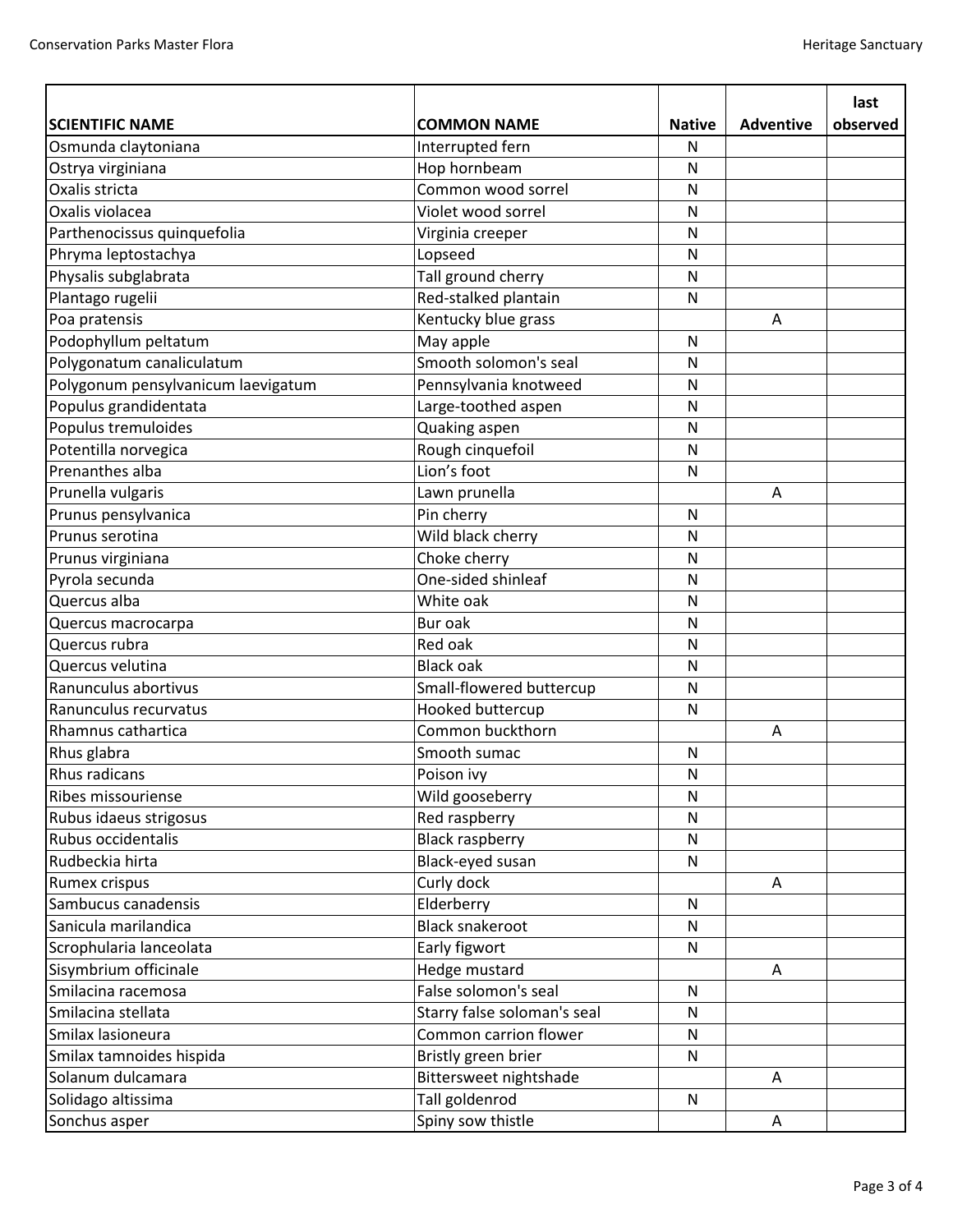| SCIENTIFIC NAME | COMMON NAME | Native | Adventive | last observed |
|---|---|---|---|---|
| Osmunda claytoniana | Interrupted fern | N | | |
| Ostrya virginiana | Hop hornbeam | N | | |
| Oxalis stricta | Common wood sorrel | N | | |
| Oxalis violacea | Violet wood sorrel | N | | |
| Parthenocissus quinquefolia | Virginia creeper | N | | |
| Phryma leptostachya | Lopseed | N | | |
| Physalis subglabrata | Tall ground cherry | N | | |
| Plantago rugelii | Red-stalked plantain | N | | |
| Poa pratensis | Kentucky blue grass | | A | |
| Podophyllum peltatum | May apple | N | | |
| Polygonatum canaliculatum | Smooth solomon's seal | N | | |
| Polygonum pensylvanicum laevigatum | Pennsylvania knotweed | N | | |
| Populus grandidentata | Large-toothed aspen | N | | |
| Populus tremuloides | Quaking aspen | N | | |
| Potentilla norvegica | Rough cinquefoil | N | | |
| Prenanthes alba | Lion’s foot | N | | |
| Prunella vulgaris | Lawn prunella | | A | |
| Prunus pensylvanica | Pin cherry | N | | |
| Prunus serotina | Wild black cherry | N | | |
| Prunus virginiana | Choke cherry | N | | |
| Pyrola secunda | One-sided shinleaf | N | | |
| Quercus alba | White oak | N | | |
| Quercus macrocarpa | Bur oak | N | | |
| Quercus rubra | Red oak | N | | |
| Quercus velutina | Black oak | N | | |
| Ranunculus abortivus | Small-flowered buttercup | N | | |
| Ranunculus recurvatus | Hooked buttercup | N | | |
| Rhamnus cathartica | Common buckthorn | | A | |
| Rhus glabra | Smooth sumac | N | | |
| Rhus radicans | Poison ivy | N | | |
| Ribes missouriense | Wild gooseberry | N | | |
| Rubus idaeus strigosus | Red raspberry | N | | |
| Rubus occidentalis | Black raspberry | N | | |
| Rudbeckia hirta | Black-eyed susan | N | | |
| Rumex crispus | Curly dock | | A | |
| Sambucus canadensis | Elderberry | N | | |
| Sanicula marilandica | Black snakeroot | N | | |
| Scrophularia lanceolata | Early figwort | N | | |
| Sisymbrium officinale | Hedge mustard | | A | |
| Smilacina racemosa | False solomon's seal | N | | |
| Smilacina stellata | Starry false soloman's seal | N | | |
| Smilax lasioneura | Common carrion flower | N | | |
| Smilax tamnoides hispida | Bristly green brier | N | | |
| Solanum dulcamara | Bittersweet nightshade | | A | |
| Solidago altissima | Tall goldenrod | N | | |
| Sonchus asper | Spiny sow thistle | | A | |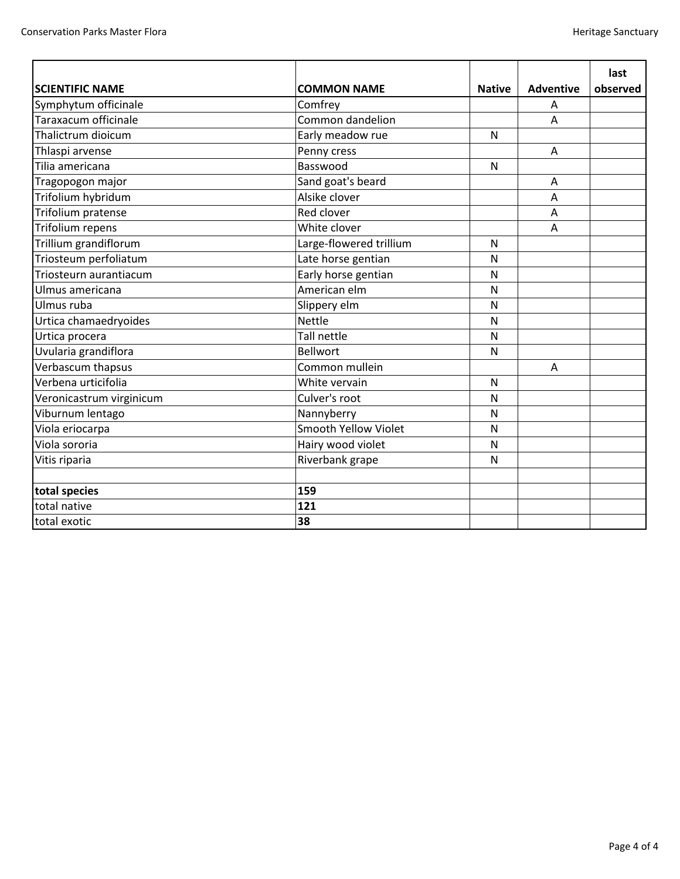| SCIENTIFIC NAME | COMMON NAME | Native | Adventive | last observed |
|---|---|---|---|---|
| Symphytum officinale | Comfrey | | A | |
| Taraxacum officinale | Common dandelion | | A | |
| Thalictrum dioicum | Early meadow rue | N | | |
| Thlaspi arvense | Penny cress | | A | |
| Tilia americana | Basswood | N | | |
| Tragopogon major | Sand goat's beard | | A | |
| Trifolium hybridum | Alsike clover | | A | |
| Trifolium pratense | Red clover | | A | |
| Trifolium repens | White clover | | A | |
| Trillium grandiflorum | Large-flowered trillium | N | | |
| Triosteum perfoliatum | Late horse gentian | N | | |
| Triosteurn aurantiacum | Early horse gentian | N | | |
| Ulmus americana | American elm | N | | |
| Ulmus ruba | Slippery elm | N | | |
| Urtica chamaedryoides | Nettle | N | | |
| Urtica procera | Tall nettle | N | | |
| Uvularia grandiflora | Bellwort | N | | |
| Verbascum thapsus | Common mullein | | A | |
| Verbena urticifolia | White vervain | N | | |
| Veronicastrum virginicum | Culver's root | N | | |
| Viburnum lentago | Nannyberry | N | | |
| Viola eriocarpa | Smooth Yellow Violet | N | | |
| Viola sororia | Hairy wood violet | N | | |
| Vitis riparia | Riverbank grape | N | | |
| | | | | |
| **total species** | **159** | | | |
| total native | **121** | | | |
| total exotic | **38** | | | |